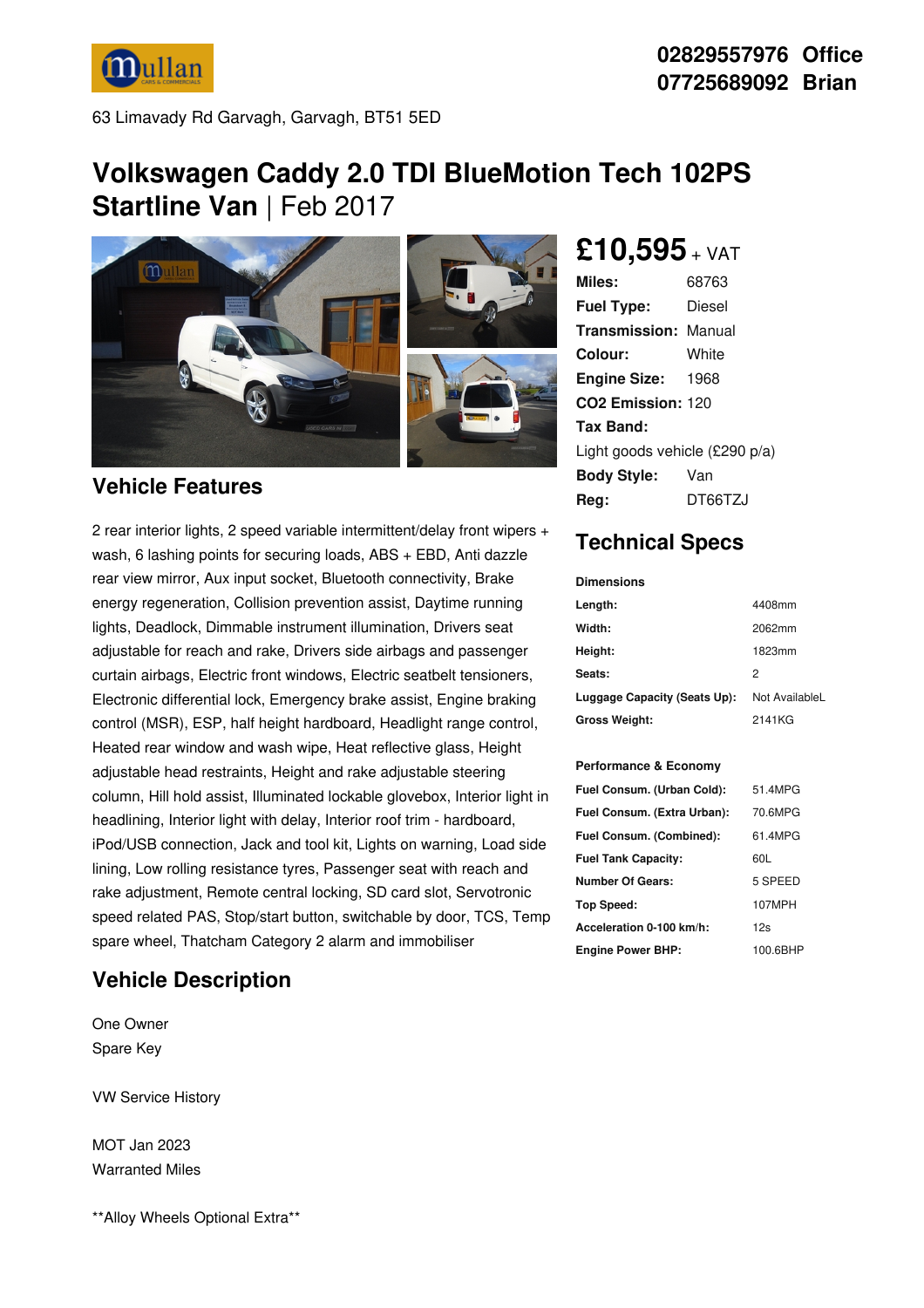02829557976 Office
07725689092 Brian

63 Limavady Rd Garvagh, Garvagh, BT51 5ED

# Volkswagen Caddy 2.0 TDI BlueMotion Tech 102PS Startline Van | Feb 2017

**£10,595** + VAT

| | |
|---|---|
| **Miles:** | 68763 |
| **Fuel Type:** | Diesel |
| **Transmission:** | Manual |
| **Colour:** | White |
| **Engine Size:** | 1968 |
| **CO2 Emission:** | 120 |
| **Tax Band:** | Light goods vehicle (£290 p/a) |
| **Body Style:** | Van |
| **Reg:** | DT66TZJ |

## Vehicle Features

2 rear interior lights, 2 speed variable intermittent/delay front wipers + wash, 6 lashing points for securing loads, ABS + EBD, Anti dazzle rear view mirror, Aux input socket, Bluetooth connectivity, Brake energy regeneration, Collision prevention assist, Daytime running lights, Deadlock, Dimmable instrument illumination, Drivers seat adjustable for reach and rake, Drivers side airbags and passenger curtain airbags, Electric front windows, Electric seatbelt tensioners, Electronic differential lock, Emergency brake assist, Engine braking control (MSR), ESP, half height hardboard, Headlight range control, Heated rear window and wash wipe, Heat reflective glass, Height adjustable head restraints, Height and rake adjustable steering column, Hill hold assist, Illuminated lockable glovebox, Interior light in headlining, Interior light with delay, Interior roof trim - hardboard, iPod/USB connection, Jack and tool kit, Lights on warning, Load side lining, Low rolling resistance tyres, Passenger seat with reach and rake adjustment, Remote central locking, SD card slot, Servotronic speed related PAS, Stop/start button, switchable by door, TCS, Temp spare wheel, Thatcham Category 2 alarm and immobiliser

## Vehicle Description

One Owner
Spare Key

VW Service History

MOT Jan 2023
Warranted Miles

**Alloy Wheels Optional Extra**

## Technical Specs

**Dimensions**

| | |
|---|---|
| **Length:** | 4408mm |
| **Width:** | 2062mm |
| **Height:** | 1823mm |
| **Seats:** | 2 |
| **Luggage Capacity (Seats Up):** | Not AvailableL |
| **Gross Weight:** | 2141KG |

**Performance & Economy**

| | |
|---|---|
| **Fuel Consum. (Urban Cold):** | 51.4MPG |
| **Fuel Consum. (Extra Urban):** | 70.6MPG |
| **Fuel Consum. (Combined):** | 61.4MPG |
| **Fuel Tank Capacity:** | 60L |
| **Number Of Gears:** | 5 SPEED |
| **Top Speed:** | 107MPH |
| **Acceleration 0-100 km/h:** | 12s |
| **Engine Power BHP:** | 100.6BHP |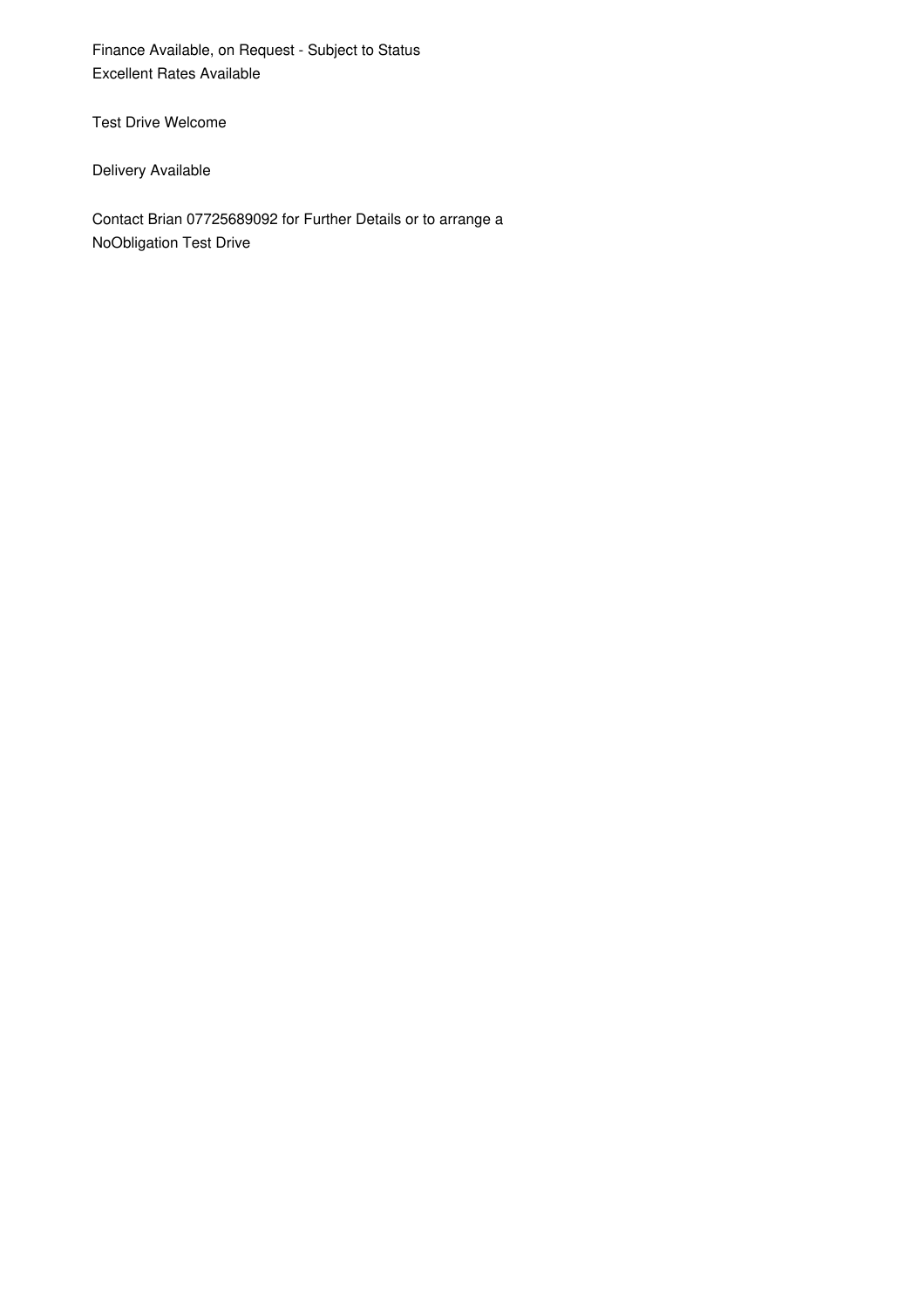Finance Available, on Request - Subject to Status
Excellent Rates Available

Test Drive Welcome

Delivery Available

Contact Brian 07725689092 for Further Details or to arrange a
NoObligation Test Drive